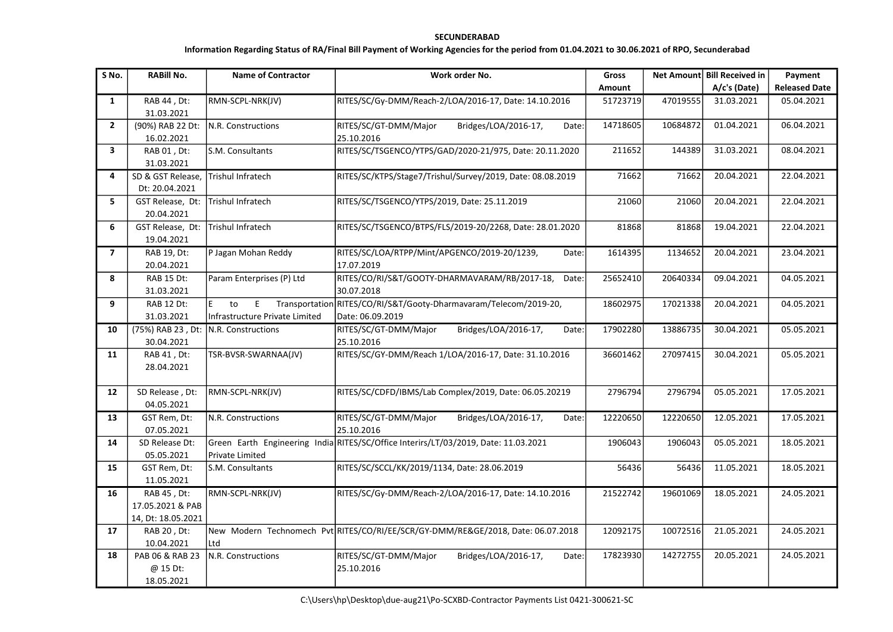**SECUNDERABAD**

**Information Regarding Status of RA/Final Bill Payment of Working Agencies for the period from 01.04.2021 to 30.06.2021 of RPO, Secunderabad**

| S No. | RABill No. | Name of Contractor | Work order No. | Gross Amount | Net Amount | Bill Received in A/c's (Date) | Payment Released Date |
|---|---|---|---|---|---|---|---|
| 1 | RAB 44 , Dt: 31.03.2021 | RMN-SCPL-NRK(JV) | RITES/SC/Gy-DMM/Reach-2/LOA/2016-17, Date: 14.10.2016 | 51723719 | 47019555 | 31.03.2021 | 05.04.2021 |
| 2 | (90%) RAB 22 Dt: 16.02.2021 | N.R. Constructions | RITES/SC/GT-DMM/Major Bridges/LOA/2016-17, Date: 25.10.2016 | 14718605 | 10684872 | 01.04.2021 | 06.04.2021 |
| 3 | RAB 01 , Dt: 31.03.2021 | S.M. Consultants | RITES/SC/TSGENCO/YTPS/GAD/2020-21/975, Date: 20.11.2020 | 211652 | 144389 | 31.03.2021 | 08.04.2021 |
| 4 | SD & GST Release, Dt: 20.04.2021 | Trishul Infratech | RITES/SC/KTPS/Stage7/Trishul/Survey/2019, Date: 08.08.2019 | 71662 | 71662 | 20.04.2021 | 22.04.2021 |
| 5 | GST Release, Dt: 20.04.2021 | Trishul Infratech | RITES/SC/TSGENCO/YTPS/2019, Date: 25.11.2019 | 21060 | 21060 | 20.04.2021 | 22.04.2021 |
| 6 | GST Release, Dt: 19.04.2021 | Trishul Infratech | RITES/SC/TSGENCO/BTPS/FLS/2019-20/2268, Date: 28.01.2020 | 81868 | 81868 | 19.04.2021 | 22.04.2021 |
| 7 | RAB 19, Dt: 20.04.2021 | P Jagan Mohan Reddy | RITES/SC/LOA/RTPP/Mint/APGENCO/2019-20/1239, Date: 17.07.2019 | 1614395 | 1134652 | 20.04.2021 | 23.04.2021 |
| 8 | RAB 15 Dt: 31.03.2021 | Param Enterprises (P) Ltd | RITES/CO/RI/S&T/GOOTY-DHARMAVARAM/RB/2017-18, Date: 30.07.2018 | 25652410 | 20640334 | 09.04.2021 | 04.05.2021 |
| 9 | RAB 12 Dt: 31.03.2021 | E to E Transportation Infrastructure Private Limited | RITES/CO/RI/S&T/Gooty-Dharmavaram/Telecom/2019-20, Date: 06.09.2019 | 18602975 | 17021338 | 20.04.2021 | 04.05.2021 |
| 10 | (75%) RAB 23 , Dt: 30.04.2021 | N.R. Constructions | RITES/SC/GT-DMM/Major Bridges/LOA/2016-17, Date: 25.10.2016 | 17902280 | 13886735 | 30.04.2021 | 05.05.2021 |
| 11 | RAB 41 , Dt: 28.04.2021 | TSR-BVSR-SWARNAA(JV) | RITES/SC/GY-DMM/Reach 1/LOA/2016-17, Date: 31.10.2016 | 36601462 | 27097415 | 30.04.2021 | 05.05.2021 |
| 12 | SD Release , Dt: 04.05.2021 | RMN-SCPL-NRK(JV) | RITES/SC/CDFD/IBMS/Lab Complex/2019, Date: 06.05.20219 | 2796794 | 2796794 | 05.05.2021 | 17.05.2021 |
| 13 | GST Rem, Dt: 07.05.2021 | N.R. Constructions | RITES/SC/GT-DMM/Major Bridges/LOA/2016-17, Date: 25.10.2016 | 12220650 | 12220650 | 12.05.2021 | 17.05.2021 |
| 14 | SD Release Dt: 05.05.2021 | Green Earth Engineering India Private Limited | RITES/SC/Office Interirs/LT/03/2019, Date: 11.03.2021 | 1906043 | 1906043 | 05.05.2021 | 18.05.2021 |
| 15 | GST Rem, Dt: 11.05.2021 | S.M. Consultants | RITES/SC/SCCL/KK/2019/1134, Date: 28.06.2019 | 56436 | 56436 | 11.05.2021 | 18.05.2021 |
| 16 | RAB 45 , Dt: 17.05.2021 & PAB 14, Dt: 18.05.2021 | RMN-SCPL-NRK(JV) | RITES/SC/Gy-DMM/Reach-2/LOA/2016-17, Date: 14.10.2016 | 21522742 | 19601069 | 18.05.2021 | 24.05.2021 |
| 17 | RAB 20 , Dt: 10.04.2021 | New Modern Technomech Pvt Ltd | RITES/CO/RI/EE/SCR/GY-DMM/RE&GE/2018, Date: 06.07.2018 | 12092175 | 10072516 | 21.05.2021 | 24.05.2021 |
| 18 | PAB 06 & RAB 23 @ 15 Dt: 18.05.2021 | N.R. Constructions | RITES/SC/GT-DMM/Major Bridges/LOA/2016-17, Date: 25.10.2016 | 17823930 | 14272755 | 20.05.2021 | 24.05.2021 |

C:\Users\hp\Desktop\due-aug21\Po-SCXBD-Contractor Payments List 0421-300621-SC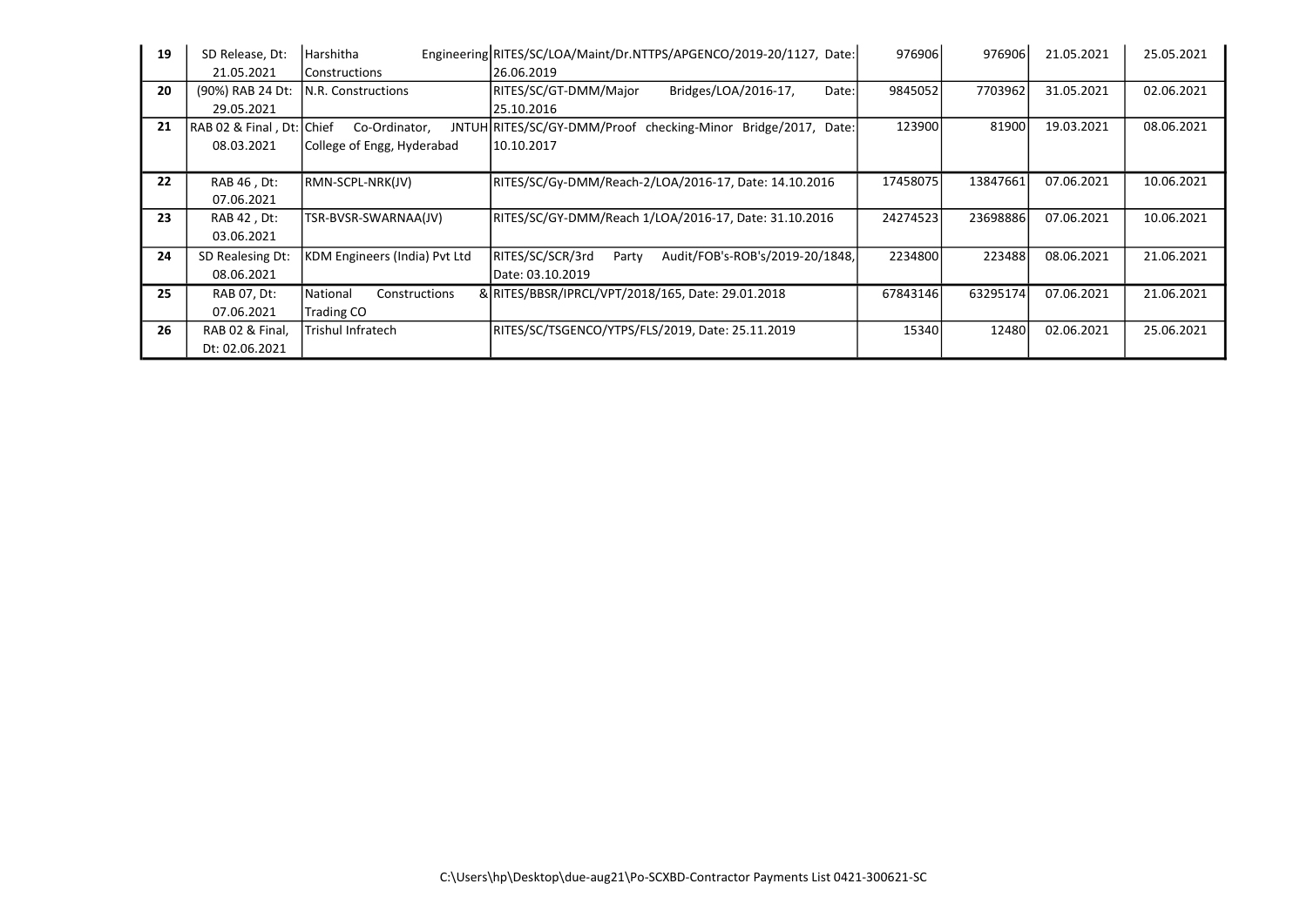| | | | | | | | |
|---|---|---|---|---|---|---|---|
| 19 | SD Release, Dt: 21.05.2021 | Harshitha Engineering Constructions | RITES/SC/LOA/Maint/Dr.NTTPS/APGENCO/2019-20/1127, Date: 26.06.2019 | 976906 | 976906 | 21.05.2021 | 25.05.2021 |
| 20 | (90%) RAB 24 Dt: 29.05.2021 | N.R. Constructions | RITES/SC/GT-DMM/Major Bridges/LOA/2016-17, Date: 25.10.2016 | 9845052 | 7703962 | 31.05.2021 | 02.06.2021 |
| 21 | RAB 02 & Final , Dt: 08.03.2021 | Chief Co-Ordinator, JNTUH College of Engg, Hyderabad | RITES/SC/GY-DMM/Proof checking-Minor Bridge/2017, Date: 10.10.2017 | 123900 | 81900 | 19.03.2021 | 08.06.2021 |
| 22 | RAB 46 , Dt: 07.06.2021 | RMN-SCPL-NRK(JV) | RITES/SC/Gy-DMM/Reach-2/LOA/2016-17, Date: 14.10.2016 | 17458075 | 13847661 | 07.06.2021 | 10.06.2021 |
| 23 | RAB 42 , Dt: 03.06.2021 | TSR-BVSR-SWARNAA(JV) | RITES/SC/GY-DMM/Reach 1/LOA/2016-17, Date: 31.10.2016 | 24274523 | 23698886 | 07.06.2021 | 10.06.2021 |
| 24 | SD Realesing Dt: 08.06.2021 | KDM Engineers (India) Pvt Ltd | RITES/SC/SCR/3rd Party Audit/FOB's-ROB's/2019-20/1848, Date: 03.10.2019 | 2234800 | 223488 | 08.06.2021 | 21.06.2021 |
| 25 | RAB 07, Dt: 07.06.2021 | National Constructions & Trading CO | RITES/BBSR/IPRCL/VPT/2018/165, Date: 29.01.2018 | 67843146 | 63295174 | 07.06.2021 | 21.06.2021 |
| 26 | RAB 02 & Final, Dt: 02.06.2021 | Trishul Infratech | RITES/SC/TSGENCO/YTPS/FLS/2019, Date: 25.11.2019 | 15340 | 12480 | 02.06.2021 | 25.06.2021 |

C:\Users\hp\Desktop\due-aug21\Po-SCXBD-Contractor Payments List 0421-300621-SC